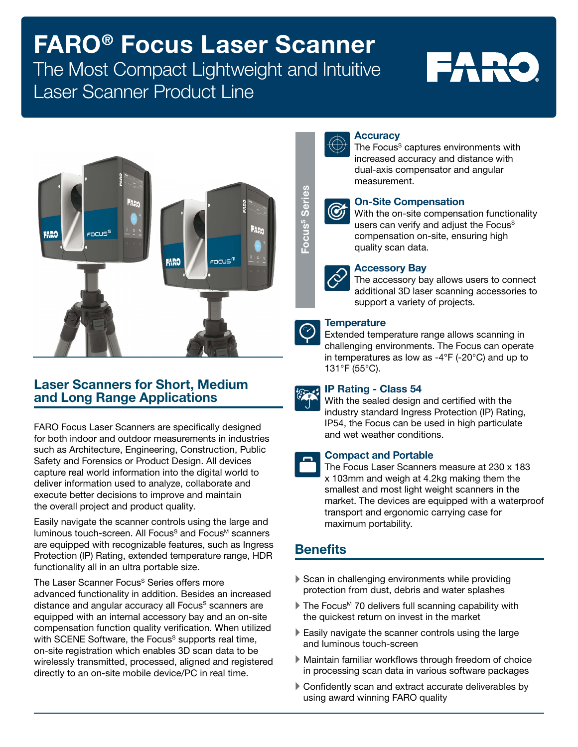# FARO® Focus Laser Scanner

The Most Compact Lightweight and Intuitive Laser Scanner Product Line

## Laser Scanners for Short, Medium and Long Range Applications

FARO Focus Laser Scanners are specifically designed for both indoor and outdoor measurements in industries such as Architecture, Engineering, Construction, Public Safety and Forensics or Product Design. All devices capture real world information into the digital world to deliver information used to analyze, collaborate and execute better decisions to improve and maintain the overall project and product quality.

Easily navigate the scanner controls using the large and luminous touch-screen. All Focus$^S$ and Focus$^M$ scanners are equipped with recognizable features, such as Ingress Protection (IP) Rating, extended temperature range, HDR functionality all in an ultra portable size.

The Laser Scanner Focus$^S$ Series offers more advanced functionality in addition. Besides an increased distance and angular accuracy all Focus$^S$ scanners are equipped with an internal accessory bay and an on-site compensation function quality verification. When utilized with SCENE Software, the Focus$^S$ supports real time, on-site registration which enables 3D scan data to be wirelessly transmitted, processed, aligned and registered directly to an on-site mobile device/PC in real time.

**Focus$^S$ Series**

### Accuracy

The Focus$^S$ captures environments with increased accuracy and distance with dual-axis compensator and angular measurement.

### On-Site Compensation

With the on-site compensation functionality users can verify and adjust the Focus$^S$ compensation on-site, ensuring high quality scan data.

### Accessory Bay

The accessory bay allows users to connect additional 3D laser scanning accessories to support a variety of projects.

### Temperature

Extended temperature range allows scanning in challenging environments. The Focus can operate in temperatures as low as -4°F (-20°C) and up to 131°F (55°C).

### IP Rating - Class 54

With the sealed design and certified with the industry standard Ingress Protection (IP) Rating, IP54, the Focus can be used in high particulate and wet weather conditions.

### Compact and Portable

The Focus Laser Scanners measure at 230 x 183 x 103mm and weigh at 4.2kg making them the smallest and most light weight scanners in the market. The devices are equipped with a waterproof transport and ergonomic carrying case for maximum portability.

## Benefits

- Scan in challenging environments while providing protection from dust, debris and water splashes
- The Focus$^M$ 70 delivers full scanning capability with the quickest return on invest in the market
- Easily navigate the scanner controls using the large and luminous touch-screen
- Maintain familiar workflows through freedom of choice in processing scan data in various software packages
- Confidently scan and extract accurate deliverables by using award winning FARO quality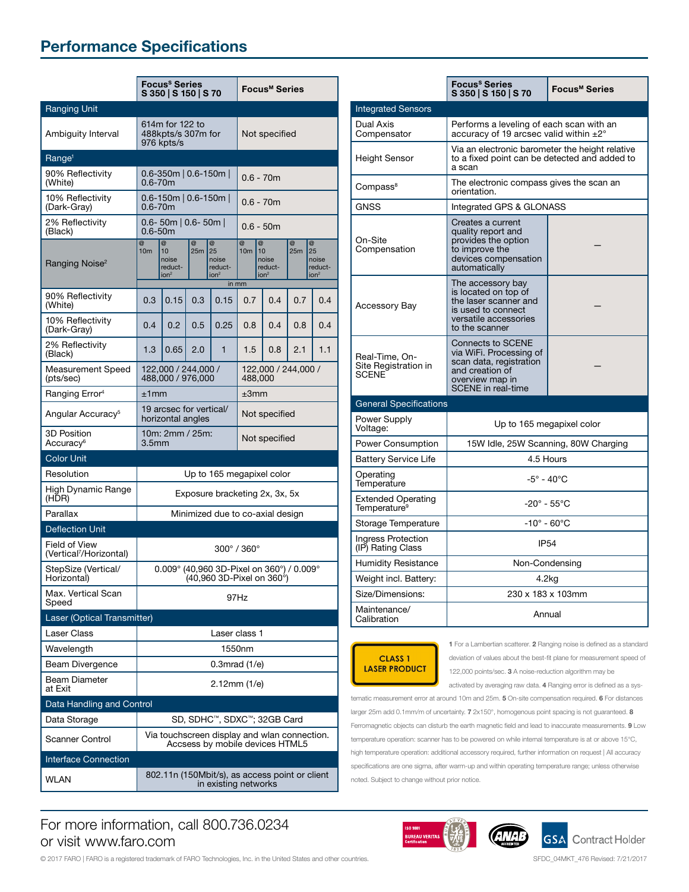# Performance Specifications

| | Focus[S] Series S 350 \| S 150 \| S 70 | | | | Focus[M] Series | | | |
|---|---|---|---|---|---|---|---|---|
| **Ranging Unit** | | | | | | | | |
| Ambiguity Interval | 614m for 122 to 488kpts/s 307m for 976 kpts/s | | | | Not specified | | | |
| **Range**[1] | | | | | | | | |
| 90% Reflectivity (White) | 0.6-350m \| 0.6-150m \| 0.6-70m | | | | 0.6 - 70m | | | |
| 10% Reflectivity (Dark-Gray) | 0.6-150m \| 0.6-150m \| 0.6-70m | | | | 0.6 - 70m | | | |
| 2% Reflectivity (Black) | 0.6- 50m \| 0.6- 50m \| 0.6-50m | | | | 0.6 - 50m | | | |
| Ranging Noise[2] (in mm) | @ 10m | @ 10 noise reduction[3] | @ 25m | @ 25 noise reduction[3] | @ 10m | @ 10 noise reduction[3] | @ 25m | @ 25 noise reduction[3] |
| 90% Reflectivity (White) | 0.3 | 0.15 | 0.3 | 0.15 | 0.7 | 0.4 | 0.7 | 0.4 |
| 10% Reflectivity (Dark-Gray) | 0.4 | 0.2 | 0.5 | 0.25 | 0.8 | 0.4 | 0.8 | 0.4 |
| 2% Reflectivity (Black) | 1.3 | 0.65 | 2.0 | 1 | 1.5 | 0.8 | 2.1 | 1.1 |
| Measurement Speed (pts/sec) | 122,000 / 244,000 / 488,000 / 976,000 | | | | 122,000 / 244,000 / 488,000 | | | |
| Ranging Error[4] | ±1mm | | | | ±3mm | | | |
| Angular Accuracy[5] | 19 arcsec for vertical/ horizontal angles | | | | Not specified | | | |
| 3D Position Accuracy[6] | 10m: 2mm / 25m: 3.5mm | | | | Not specified | | | |
| **Color Unit** | | | | | | | | |
| Resolution | Up to 165 megapixel color | | | | | | | |
| High Dynamic Range (HDR) | Exposure bracketing 2x, 3x, 5x | | | | | | | |
| Parallax | Minimized due to co-axial design | | | | | | | |
| **Deflection Unit** | | | | | | | | |
| Field of View (Vertical[7]/Horizontal) | 300° / 360° | | | | | | | |
| StepSize (Vertical/ Horizontal) | 0.009° (40,960 3D-Pixel on 360°) / 0.009° (40,960 3D-Pixel on 360°) | | | | | | | |
| Max. Vertical Scan Speed | 97Hz | | | | | | | |
| **Laser (Optical Transmitter)** | | | | | | | | |
| Laser Class | Laser class 1 | | | | | | | |
| Wavelength | 1550nm | | | | | | | |
| Beam Divergence | 0.3mrad (1/e) | | | | | | | |
| Beam Diameter at Exit | 2.12mm (1/e) | | | | | | | |
| **Data Handling and Control** | | | | | | | | |
| Data Storage | SD, SDHC™, SDXC™; 32GB Card | | | | | | | |
| Scanner Control | Via touchscreen display and wlan connection. Accsess by mobile devices HTML5 | | | | | | | |
| **Interface Connection** | | | | | | | | |
| WLAN | 802.11n (150Mbit/s), as access point or client in existing networks | | | | | | | |

| | Focus[S] Series S 350 \| S 150 \| S 70 | Focus[M] Series |
|---|---|---|
| **Integrated Sensors** | | |
| Dual Axis Compensator | Performs a leveling of each scan with an accuracy of 19 arcsec valid within ±2° | |
| Height Sensor | Via an electronic barometer the height relative to a fixed point can be detected and added to a scan | |
| Compass[8] | The electronic compass gives the scan an orientation. | |
| GNSS | Integrated GPS & GLONASS | |
| On-Site Compensation | Creates a current quality report and provides the option to improve the devices compensation automatically | – |
| Accessory Bay | The accessory bay is located on top of the laser scanner and is used to connect versatile accessories to the scanner | – |
| Real-Time, On-Site Registration in SCENE | Connects to SCENE via WiFi. Processing of scan data, registration and creation of overview map in SCENE in real-time | – |
| **General Specifications** | | |
| Power Supply Voltage: | Up to 165 megapixel color | |
| Power Consumption | 15W Idle, 25W Scanning, 80W Charging | |
| Battery Service Life | 4.5 Hours | |
| Operating Temperature | -5° - 40°C | |
| Extended Operating Temperature[9] | -20° - 55°C | |
| Storage Temperature | -10° - 60°C | |
| Ingress Protection (IP) Rating Class | IP54 | |
| Humidity Resistance | Non-Condensing | |
| Weight incl. Battery: | 4.2kg | |
| Size/Dimensions: | 230 x 183 x 103mm | |
| Maintenance/ Calibration | Annual | |

CLASS 1 LASER PRODUCT

**1** For a Lambertian scatterer. **2** Ranging noise is defined as a standard deviation of values about the best-fit plane for measurement speed of 122,000 points/sec. **3** A noise-reduction algorithm may be activated by averaging raw data. **4** Ranging error is defined as a systematic measurement error at around 10m and 25m. **5** On-site compensation required. **6** For distances larger 25m add 0.1mm/m of uncertainty. **7** 2x150°, homogenous point spacing is not guaranteed. **8** Ferromagnetic objects can disturb the earth magnetic field and lead to inaccurate measurements. **9** Low temperature operation: scanner has to be powered on while internal temperature is at or above 15°C, high temperature operation: additional accessory required, further information on request | All accuracy specifications are one sigma, after warm-up and within operating temperature range; unless otherwise noted. Subject to change without prior notice.

For more information, call 800.736.0234
or visit www.faro.com

ISO 9001 BUREAU VERITAS Certification | ANAB ACCREDITED | GSA Contract Holder

© 2017 FARO | FARO is a registered trademark of FARO Technologies, Inc. in the United States and other countries.

SFDC_04MKT_476 Revised: 7/21/2017